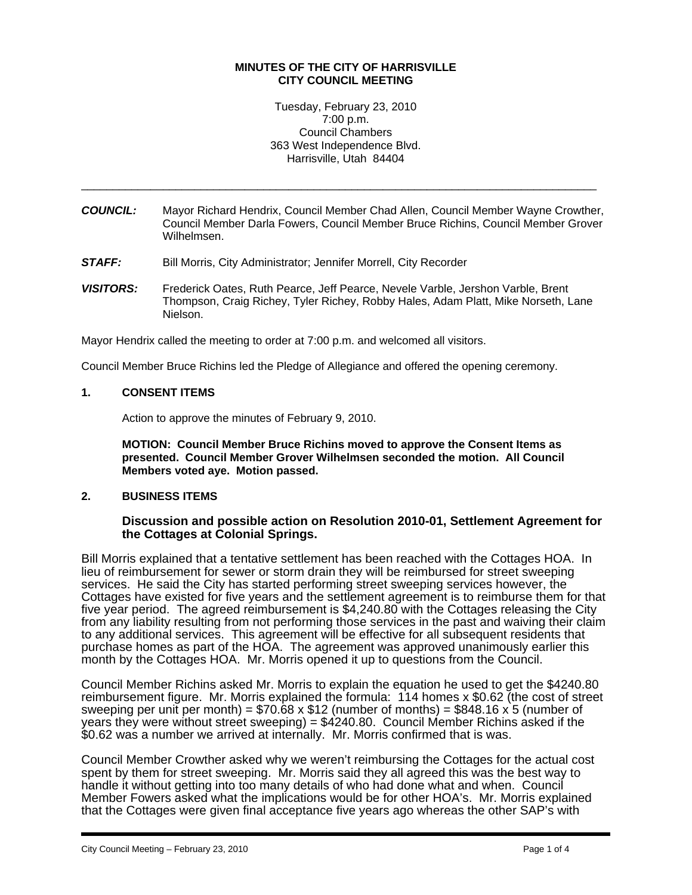**MINUTES OF THE CITY OF HARRISVILLE**
**CITY COUNCIL MEETING**

Tuesday, February 23, 2010
7:00 p.m.
Council Chambers
363 West Independence Blvd.
Harrisville, Utah 84404

---

***COUNCIL:*** Mayor Richard Hendrix, Council Member Chad Allen, Council Member Wayne Crowther, Council Member Darla Fowers, Council Member Bruce Richins, Council Member Grover Wilhelmsen.

***STAFF:*** Bill Morris, City Administrator; Jennifer Morrell, City Recorder

***VISITORS:*** Frederick Oates, Ruth Pearce, Jeff Pearce, Nevele Varble, Jershon Varble, Brent Thompson, Craig Richey, Tyler Richey, Robby Hales, Adam Platt, Mike Norseth, Lane Nielson.

Mayor Hendrix called the meeting to order at 7:00 p.m. and welcomed all visitors.

Council Member Bruce Richins led the Pledge of Allegiance and offered the opening ceremony.

**1. CONSENT ITEMS**

Action to approve the minutes of February 9, 2010.

**MOTION: Council Member Bruce Richins moved to approve the Consent Items as presented. Council Member Grover Wilhelmsen seconded the motion. All Council Members voted aye. Motion passed.**

**2. BUSINESS ITEMS**

**Discussion and possible action on Resolution 2010-01, Settlement Agreement for the Cottages at Colonial Springs.**

Bill Morris explained that a tentative settlement has been reached with the Cottages HOA. In lieu of reimbursement for sewer or storm drain they will be reimbursed for street sweeping services. He said the City has started performing street sweeping services however, the Cottages have existed for five years and the settlement agreement is to reimburse them for that five year period. The agreed reimbursement is $4,240.80 with the Cottages releasing the City from any liability resulting from not performing those services in the past and waiving their claim to any additional services. This agreement will be effective for all subsequent residents that purchase homes as part of the HOA. The agreement was approved unanimously earlier this month by the Cottages HOA. Mr. Morris opened it up to questions from the Council.

Council Member Richins asked Mr. Morris to explain the equation he used to get the $4240.80 reimbursement figure. Mr. Morris explained the formula: 114 homes x $0.62 (the cost of street sweeping per unit per month) = $70.68 x $12 (number of months) = $848.16 x 5 (number of years they were without street sweeping) = $4240.80. Council Member Richins asked if the $0.62 was a number we arrived at internally. Mr. Morris confirmed that is was.

Council Member Crowther asked why we weren't reimbursing the Cottages for the actual cost spent by them for street sweeping. Mr. Morris said they all agreed this was the best way to handle it without getting into too many details of who had done what and when. Council Member Fowers asked what the implications would be for other HOA's. Mr. Morris explained that the Cottages were given final acceptance five years ago whereas the other SAP's with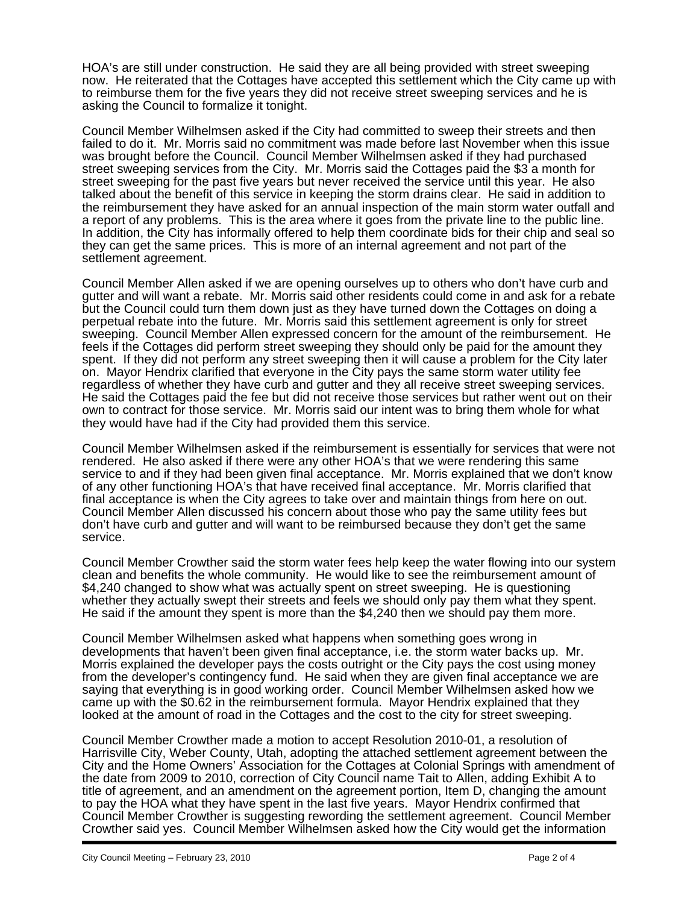HOA's are still under construction. He said they are all being provided with street sweeping now. He reiterated that the Cottages have accepted this settlement which the City came up with to reimburse them for the five years they did not receive street sweeping services and he is asking the Council to formalize it tonight.

Council Member Wilhelmsen asked if the City had committed to sweep their streets and then failed to do it. Mr. Morris said no commitment was made before last November when this issue was brought before the Council. Council Member Wilhelmsen asked if they had purchased street sweeping services from the City. Mr. Morris said the Cottages paid the $3 a month for street sweeping for the past five years but never received the service until this year. He also talked about the benefit of this service in keeping the storm drains clear. He said in addition to the reimbursement they have asked for an annual inspection of the main storm water outfall and a report of any problems. This is the area where it goes from the private line to the public line. In addition, the City has informally offered to help them coordinate bids for their chip and seal so they can get the same prices. This is more of an internal agreement and not part of the settlement agreement.

Council Member Allen asked if we are opening ourselves up to others who don't have curb and gutter and will want a rebate. Mr. Morris said other residents could come in and ask for a rebate but the Council could turn them down just as they have turned down the Cottages on doing a perpetual rebate into the future. Mr. Morris said this settlement agreement is only for street sweeping. Council Member Allen expressed concern for the amount of the reimbursement. He feels if the Cottages did perform street sweeping they should only be paid for the amount they spent. If they did not perform any street sweeping then it will cause a problem for the City later on. Mayor Hendrix clarified that everyone in the City pays the same storm water utility fee regardless of whether they have curb and gutter and they all receive street sweeping services. He said the Cottages paid the fee but did not receive those services but rather went out on their own to contract for those service. Mr. Morris said our intent was to bring them whole for what they would have had if the City had provided them this service.

Council Member Wilhelmsen asked if the reimbursement is essentially for services that were not rendered. He also asked if there were any other HOA's that we were rendering this same service to and if they had been given final acceptance. Mr. Morris explained that we don't know of any other functioning HOA's that have received final acceptance. Mr. Morris clarified that final acceptance is when the City agrees to take over and maintain things from here on out. Council Member Allen discussed his concern about those who pay the same utility fees but don't have curb and gutter and will want to be reimbursed because they don't get the same service.

Council Member Crowther said the storm water fees help keep the water flowing into our system clean and benefits the whole community. He would like to see the reimbursement amount of $4,240 changed to show what was actually spent on street sweeping. He is questioning whether they actually swept their streets and feels we should only pay them what they spent. He said if the amount they spent is more than the $4,240 then we should pay them more.

Council Member Wilhelmsen asked what happens when something goes wrong in developments that haven't been given final acceptance, i.e. the storm water backs up. Mr. Morris explained the developer pays the costs outright or the City pays the cost using money from the developer's contingency fund. He said when they are given final acceptance we are saying that everything is in good working order. Council Member Wilhelmsen asked how we came up with the $0.62 in the reimbursement formula. Mayor Hendrix explained that they looked at the amount of road in the Cottages and the cost to the city for street sweeping.

Council Member Crowther made a motion to accept Resolution 2010-01, a resolution of Harrisville City, Weber County, Utah, adopting the attached settlement agreement between the City and the Home Owners' Association for the Cottages at Colonial Springs with amendment of the date from 2009 to 2010, correction of City Council name Tait to Allen, adding Exhibit A to title of agreement, and an amendment on the agreement portion, Item D, changing the amount to pay the HOA what they have spent in the last five years. Mayor Hendrix confirmed that Council Member Crowther is suggesting rewording the settlement agreement. Council Member Crowther said yes. Council Member Wilhelmsen asked how the City would get the information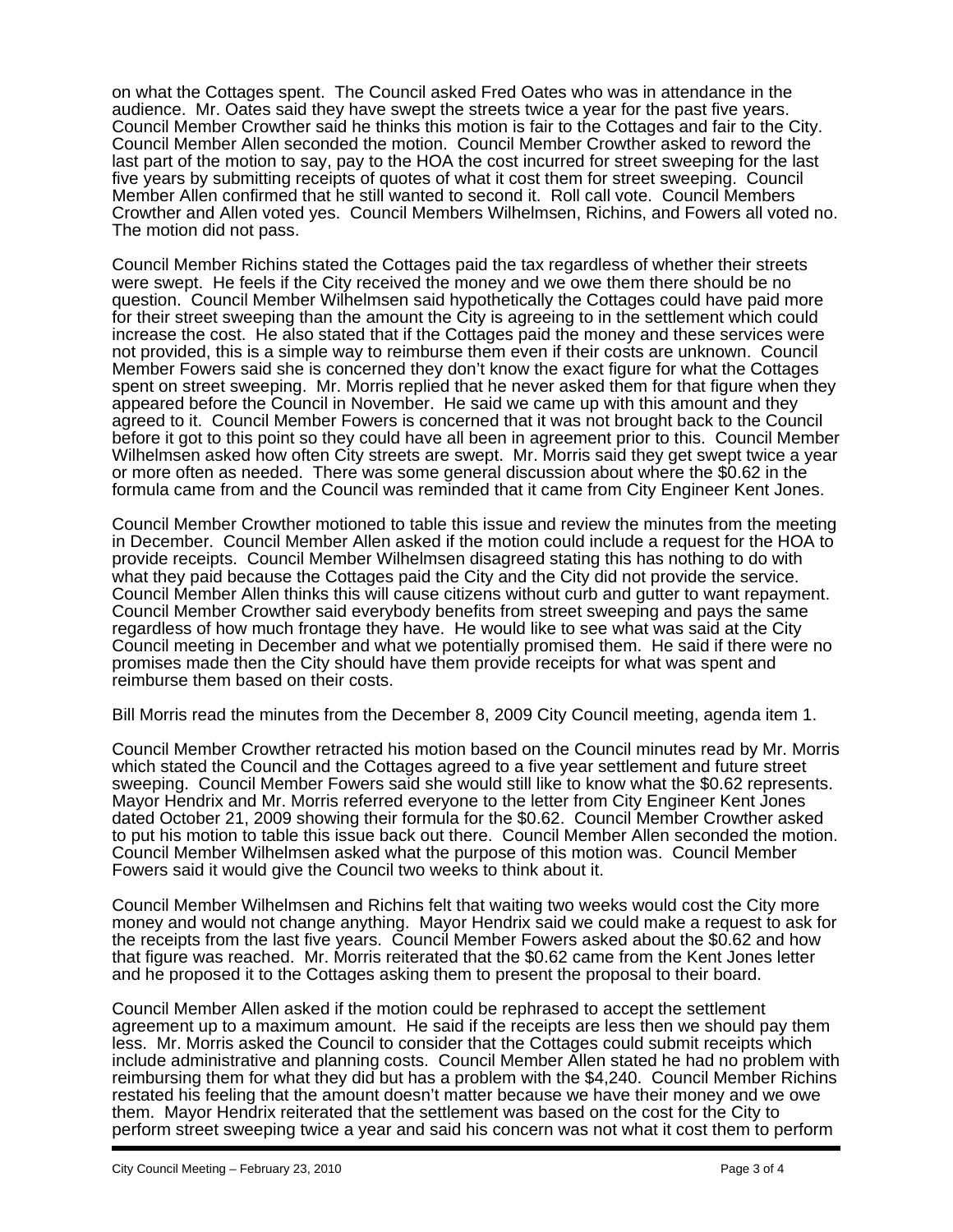on what the Cottages spent. The Council asked Fred Oates who was in attendance in the audience. Mr. Oates said they have swept the streets twice a year for the past five years. Council Member Crowther said he thinks this motion is fair to the Cottages and fair to the City. Council Member Allen seconded the motion. Council Member Crowther asked to reword the last part of the motion to say, pay to the HOA the cost incurred for street sweeping for the last five years by submitting receipts of quotes of what it cost them for street sweeping. Council Member Allen confirmed that he still wanted to second it. Roll call vote. Council Members Crowther and Allen voted yes. Council Members Wilhelmsen, Richins, and Fowers all voted no. The motion did not pass.

Council Member Richins stated the Cottages paid the tax regardless of whether their streets were swept. He feels if the City received the money and we owe them there should be no question. Council Member Wilhelmsen said hypothetically the Cottages could have paid more for their street sweeping than the amount the City is agreeing to in the settlement which could increase the cost. He also stated that if the Cottages paid the money and these services were not provided, this is a simple way to reimburse them even if their costs are unknown. Council Member Fowers said she is concerned they don't know the exact figure for what the Cottages spent on street sweeping. Mr. Morris replied that he never asked them for that figure when they appeared before the Council in November. He said we came up with this amount and they agreed to it. Council Member Fowers is concerned that it was not brought back to the Council before it got to this point so they could have all been in agreement prior to this. Council Member Wilhelmsen asked how often City streets are swept. Mr. Morris said they get swept twice a year or more often as needed. There was some general discussion about where the $0.62 in the formula came from and the Council was reminded that it came from City Engineer Kent Jones.

Council Member Crowther motioned to table this issue and review the minutes from the meeting in December. Council Member Allen asked if the motion could include a request for the HOA to provide receipts. Council Member Wilhelmsen disagreed stating this has nothing to do with what they paid because the Cottages paid the City and the City did not provide the service. Council Member Allen thinks this will cause citizens without curb and gutter to want repayment. Council Member Crowther said everybody benefits from street sweeping and pays the same regardless of how much frontage they have. He would like to see what was said at the City Council meeting in December and what we potentially promised them. He said if there were no promises made then the City should have them provide receipts for what was spent and reimburse them based on their costs.

Bill Morris read the minutes from the December 8, 2009 City Council meeting, agenda item 1.

Council Member Crowther retracted his motion based on the Council minutes read by Mr. Morris which stated the Council and the Cottages agreed to a five year settlement and future street sweeping. Council Member Fowers said she would still like to know what the $0.62 represents. Mayor Hendrix and Mr. Morris referred everyone to the letter from City Engineer Kent Jones dated October 21, 2009 showing their formula for the $0.62. Council Member Crowther asked to put his motion to table this issue back out there. Council Member Allen seconded the motion. Council Member Wilhelmsen asked what the purpose of this motion was. Council Member Fowers said it would give the Council two weeks to think about it.

Council Member Wilhelmsen and Richins felt that waiting two weeks would cost the City more money and would not change anything. Mayor Hendrix said we could make a request to ask for the receipts from the last five years. Council Member Fowers asked about the $0.62 and how that figure was reached. Mr. Morris reiterated that the $0.62 came from the Kent Jones letter and he proposed it to the Cottages asking them to present the proposal to their board.

Council Member Allen asked if the motion could be rephrased to accept the settlement agreement up to a maximum amount. He said if the receipts are less then we should pay them less. Mr. Morris asked the Council to consider that the Cottages could submit receipts which include administrative and planning costs. Council Member Allen stated he had no problem with reimbursing them for what they did but has a problem with the $4,240. Council Member Richins restated his feeling that the amount doesn't matter because we have their money and we owe them. Mayor Hendrix reiterated that the settlement was based on the cost for the City to perform street sweeping twice a year and said his concern was not what it cost them to perform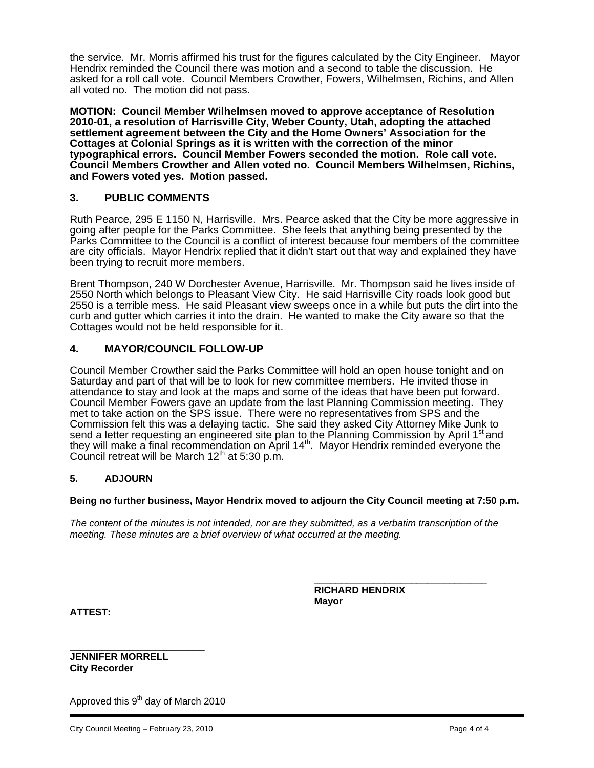the service. Mr. Morris affirmed his trust for the figures calculated by the City Engineer. Mayor Hendrix reminded the Council there was motion and a second to table the discussion. He asked for a roll call vote. Council Members Crowther, Fowers, Wilhelmsen, Richins, and Allen all voted no. The motion did not pass.

**MOTION: Council Member Wilhelmsen moved to approve acceptance of Resolution 2010-01, a resolution of Harrisville City, Weber County, Utah, adopting the attached settlement agreement between the City and the Home Owners' Association for the Cottages at Colonial Springs as it is written with the correction of the minor typographical errors. Council Member Fowers seconded the motion. Role call vote. Council Members Crowther and Allen voted no. Council Members Wilhelmsen, Richins, and Fowers voted yes. Motion passed.**

## 3. PUBLIC COMMENTS

Ruth Pearce, 295 E 1150 N, Harrisville. Mrs. Pearce asked that the City be more aggressive in going after people for the Parks Committee. She feels that anything being presented by the Parks Committee to the Council is a conflict of interest because four members of the committee are city officials. Mayor Hendrix replied that it didn't start out that way and explained they have been trying to recruit more members.

Brent Thompson, 240 W Dorchester Avenue, Harrisville. Mr. Thompson said he lives inside of 2550 North which belongs to Pleasant View City. He said Harrisville City roads look good but 2550 is a terrible mess. He said Pleasant view sweeps once in a while but puts the dirt into the curb and gutter which carries it into the drain. He wanted to make the City aware so that the Cottages would not be held responsible for it.

## 4. MAYOR/COUNCIL FOLLOW-UP

Council Member Crowther said the Parks Committee will hold an open house tonight and on Saturday and part of that will be to look for new committee members. He invited those in attendance to stay and look at the maps and some of the ideas that have been put forward. Council Member Fowers gave an update from the last Planning Commission meeting. They met to take action on the SPS issue. There were no representatives from SPS and the Commission felt this was a delaying tactic. She said they asked City Attorney Mike Junk to send a letter requesting an engineered site plan to the Planning Commission by April 1st and they will make a final recommendation on April 14th. Mayor Hendrix reminded everyone the Council retreat will be March 12th at 5:30 p.m.

## 5. ADJOURN

**Being no further business, Mayor Hendrix moved to adjourn the City Council meeting at 7:50 p.m.**

*The content of the minutes is not intended, nor are they submitted, as a verbatim transcription of the meeting. These minutes are a brief overview of what occurred at the meeting.*

\_\_\_\_\_\_\_\_\_\_\_\_\_\_\_\_\_\_\_\_\_\_\_\_\_\_\_\_\_\_\_\_
**RICHARD HENDRIX**
**Mayor**

**ATTEST:**

\_\_\_\_\_\_\_\_\_\_\_\_\_\_\_\_\_\_\_\_\_\_\_\_\_
**JENNIFER MORRELL**
**City Recorder**

Approved this 9th day of March 2010